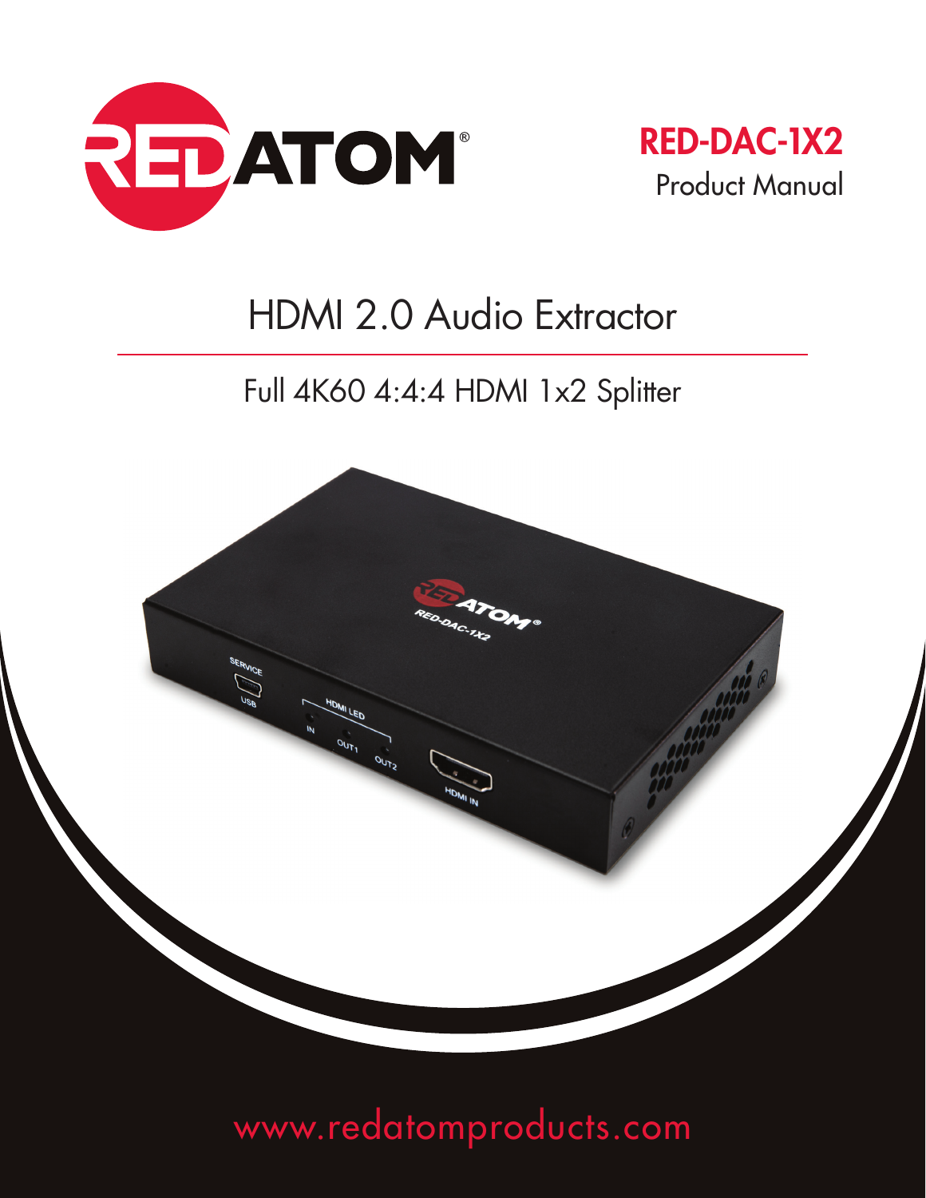RED ATOM®

# RED-DAC-1X2

Product Manual

## HDMI 2.0 Audio Extractor

### Full 4K60 4:4:4 HDMI 1x2 Splitter

www.redatomproducts.com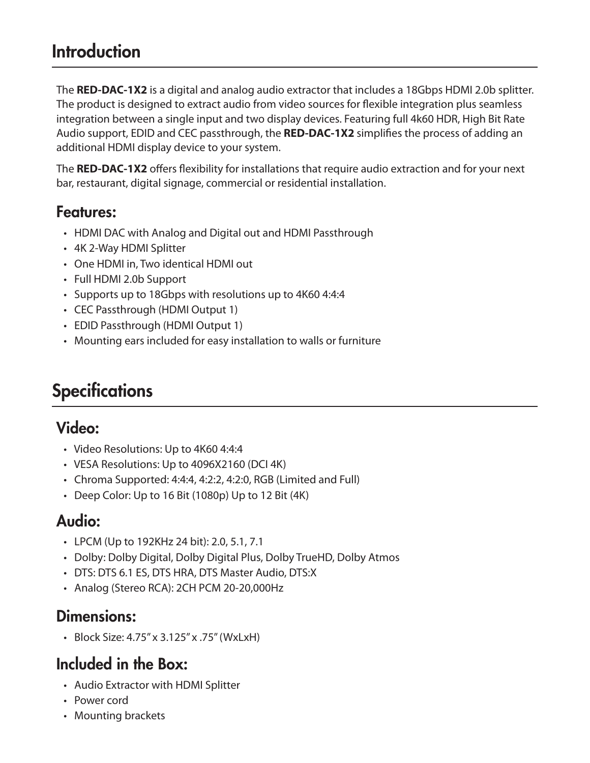# Introduction

The **RED-DAC-1X2** is a digital and analog audio extractor that includes a 18Gbps HDMI 2.0b splitter. The product is designed to extract audio from video sources for flexible integration plus seamless integration between a single input and two display devices. Featuring full 4k60 HDR, High Bit Rate Audio support, EDID and CEC passthrough, the **RED-DAC-1X2** simplifies the process of adding an additional HDMI display device to your system.

The **RED-DAC-1X2** offers flexibility for installations that require audio extraction and for your next bar, restaurant, digital signage, commercial or residential installation.

## Features:

- HDMI DAC with Analog and Digital out and HDMI Passthrough
- 4K 2-Way HDMI Splitter
- One HDMI in, Two identical HDMI out
- Full HDMI 2.0b Support
- Supports up to 18Gbps with resolutions up to 4K60 4:4:4
- CEC Passthrough (HDMI Output 1)
- EDID Passthrough (HDMI Output 1)
- Mounting ears included for easy installation to walls or furniture

# Specifications

## Video:

- Video Resolutions: Up to 4K60 4:4:4
- VESA Resolutions: Up to 4096X2160 (DCI 4K)
- Chroma Supported: 4:4:4, 4:2:2, 4:2:0, RGB (Limited and Full)
- Deep Color: Up to 16 Bit (1080p) Up to 12 Bit (4K)

## Audio:

- LPCM (Up to 192KHz 24 bit): 2.0, 5.1, 7.1
- Dolby: Dolby Digital, Dolby Digital Plus, Dolby TrueHD, Dolby Atmos
- DTS: DTS 6.1 ES, DTS HRA, DTS Master Audio, DTS:X
- Analog (Stereo RCA): 2CH PCM 20-20,000Hz

## Dimensions:

- Block Size: 4.75" x 3.125" x .75" (WxLxH)

## Included in the Box:

- Audio Extractor with HDMI Splitter
- Power cord
- Mounting brackets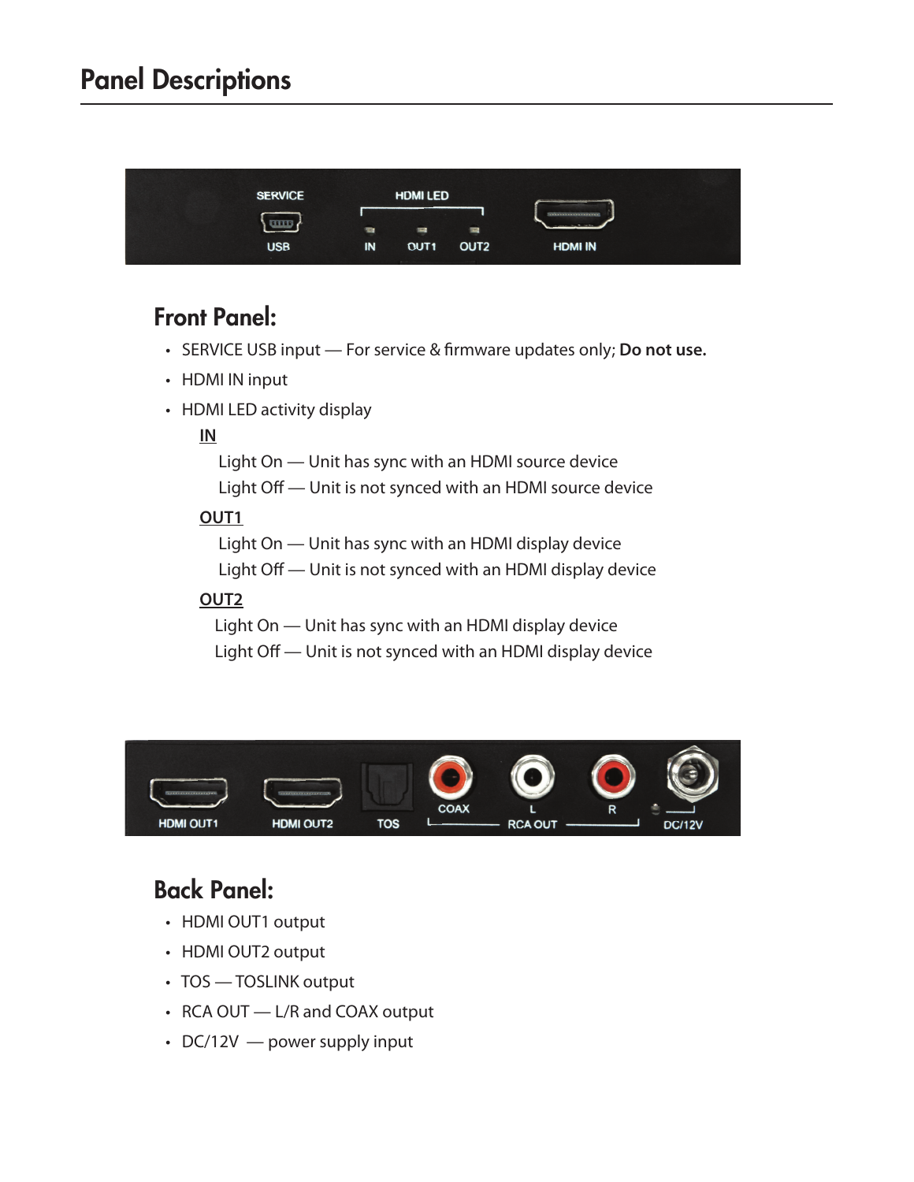# Panel Descriptions

## Front Panel:

- SERVICE USB input — For service & firmware updates only; **Do not use.**
- HDMI IN input
- HDMI LED activity display

  <u>**IN**</u>

  Light On — Unit has sync with an HDMI source device

  Light Off — Unit is not synced with an HDMI source device

  <u>**OUT1**</u>

  Light On — Unit has sync with an HDMI display device

  Light Off — Unit is not synced with an HDMI display device

  <u>**OUT2**</u>

  Light On — Unit has sync with an HDMI display device

  Light Off — Unit is not synced with an HDMI display device

## Back Panel:

- HDMI OUT1 output
- HDMI OUT2 output
- TOS — TOSLINK output
- RCA OUT — L/R and COAX output
- DC/12V — power supply input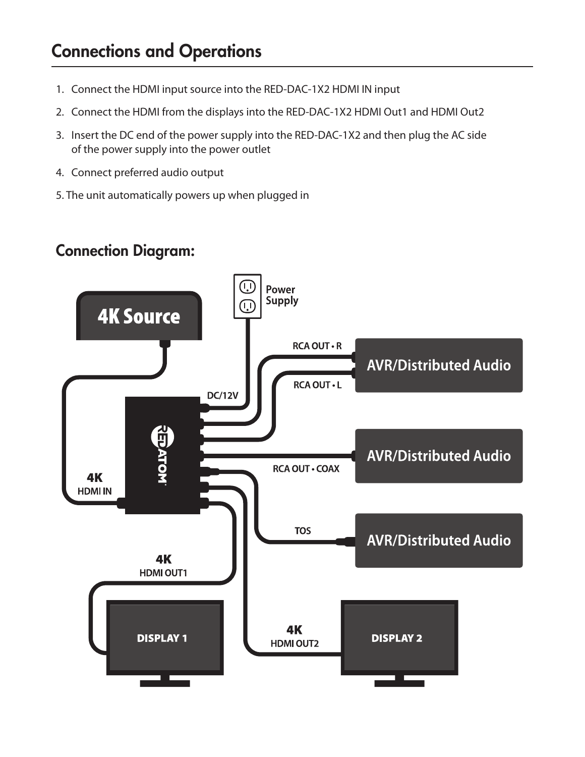# Connections and Operations

1. Connect the HDMI input source into the RED-DAC-1X2 HDMI IN input
2. Connect the HDMI from the displays into the RED-DAC-1X2 HDMI Out1 and HDMI Out2
3. Insert the DC end of the power supply into the RED-DAC-1X2 and then plug the AC side of the power supply into the power outlet
4. Connect preferred audio output
5. The unit automatically powers up when plugged in

## Connection Diagram:

4K Source

Power Supply

DC/12V

RCA OUT • R

RCA OUT • L

AVR/Distributed Audio

RCA OUT • COAX

AVR/Distributed Audio

TOS

AVR/Distributed Audio

4K HDMI IN

4K HDMI OUT1

DISPLAY 1

4K HDMI OUT2

DISPLAY 2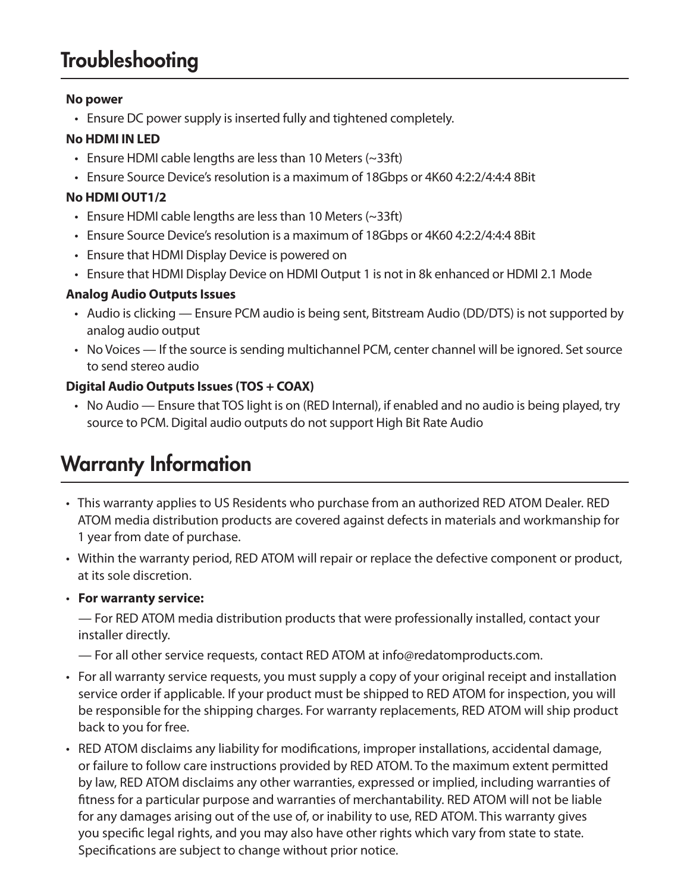# Troubleshooting

**No power**

- Ensure DC power supply is inserted fully and tightened completely.

**No HDMI IN LED**

- Ensure HDMI cable lengths are less than 10 Meters (~33ft)
- Ensure Source Device's resolution is a maximum of 18Gbps or 4K60 4:2:2/4:4:4 8Bit

**No HDMI OUT1/2**

- Ensure HDMI cable lengths are less than 10 Meters (~33ft)
- Ensure Source Device's resolution is a maximum of 18Gbps or 4K60 4:2:2/4:4:4 8Bit
- Ensure that HDMI Display Device is powered on
- Ensure that HDMI Display Device on HDMI Output 1 is not in 8k enhanced or HDMI 2.1 Mode

**Analog Audio Outputs Issues**

- Audio is clicking — Ensure PCM audio is being sent, Bitstream Audio (DD/DTS) is not supported by analog audio output
- No Voices — If the source is sending multichannel PCM, center channel will be ignored. Set source to send stereo audio

**Digital Audio Outputs Issues (TOS + COAX)**

- No Audio — Ensure that TOS light is on (RED Internal), if enabled and no audio is being played, try source to PCM. Digital audio outputs do not support High Bit Rate Audio

# Warranty Information

- This warranty applies to US Residents who purchase from an authorized RED ATOM Dealer. RED ATOM media distribution products are covered against defects in materials and workmanship for 1 year from date of purchase.
- Within the warranty period, RED ATOM will repair or replace the defective component or product, at its sole discretion.
- **For warranty service:**

  — For RED ATOM media distribution products that were professionally installed, contact your installer directly.

  — For all other service requests, contact RED ATOM at info@redatomproducts.com.
- For all warranty service requests, you must supply a copy of your original receipt and installation service order if applicable. If your product must be shipped to RED ATOM for inspection, you will be responsible for the shipping charges. For warranty replacements, RED ATOM will ship product back to you for free.
- RED ATOM disclaims any liability for modifications, improper installations, accidental damage, or failure to follow care instructions provided by RED ATOM. To the maximum extent permitted by law, RED ATOM disclaims any other warranties, expressed or implied, including warranties of fitness for a particular purpose and warranties of merchantability. RED ATOM will not be liable for any damages arising out of the use of, or inability to use, RED ATOM. This warranty gives you specific legal rights, and you may also have other rights which vary from state to state. Specifications are subject to change without prior notice.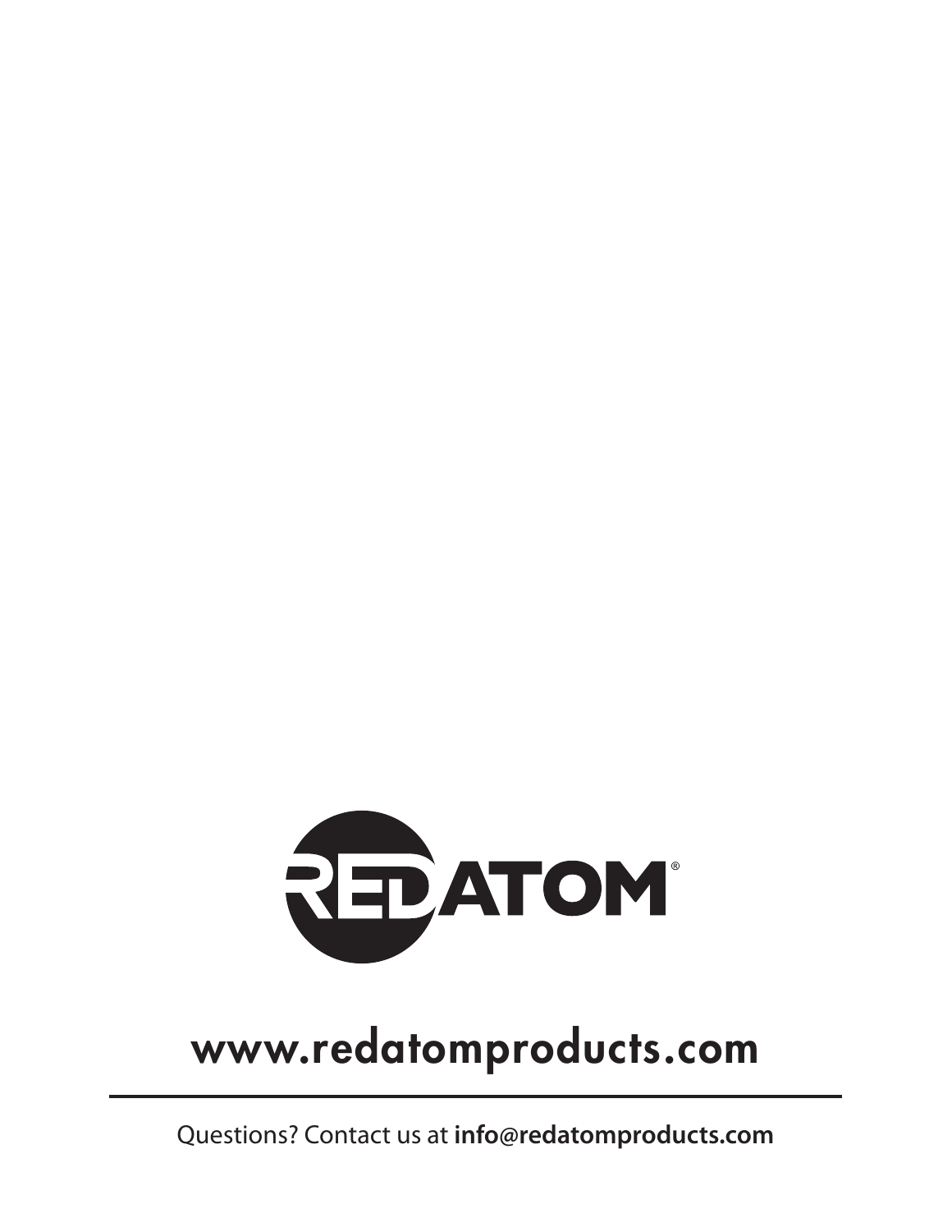REDATOM®

**www.redatomproducts.com**

Questions? Contact us at **info@redatomproducts.com**